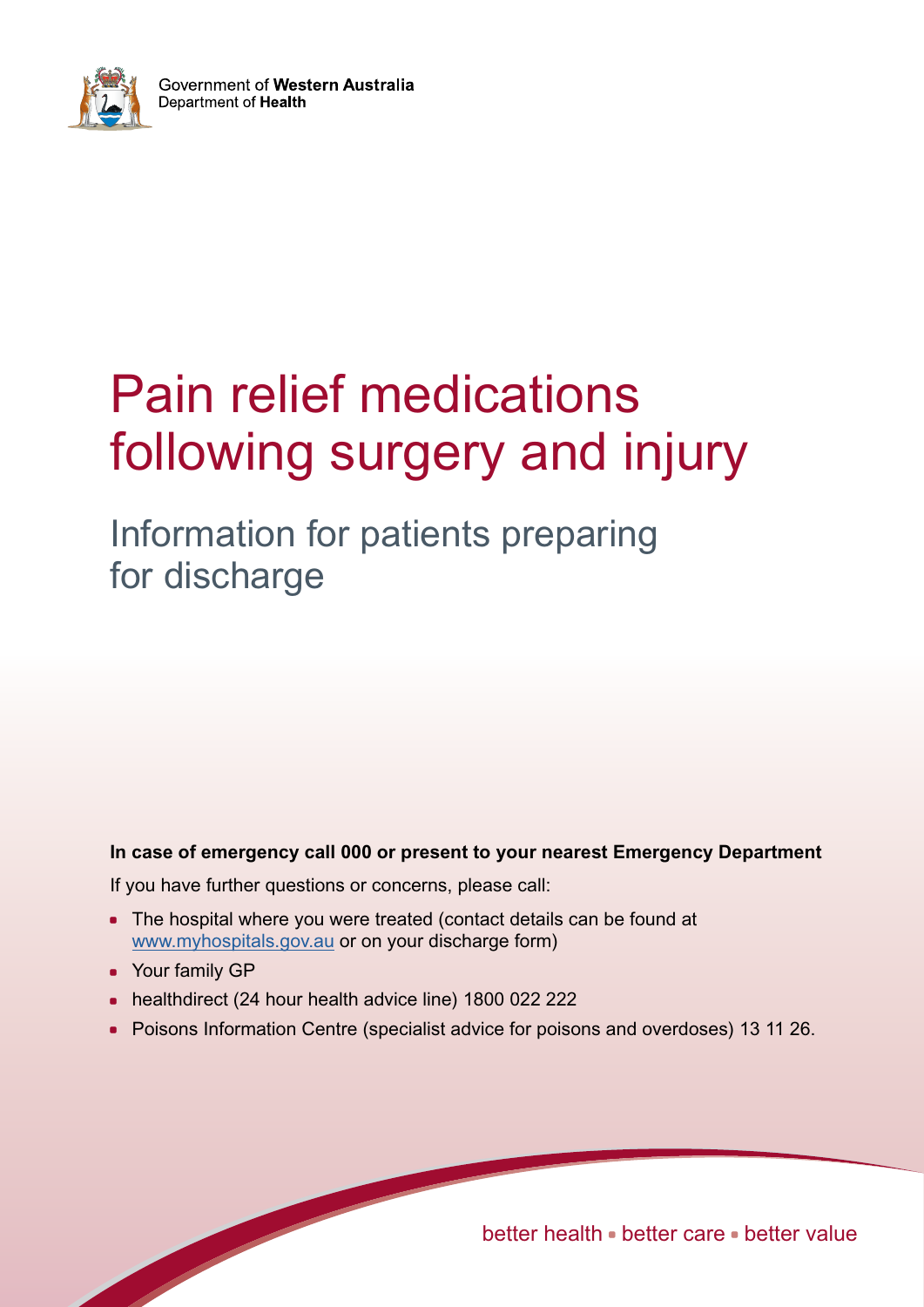Government of **Western Australia**
Department of **Health**

# Pain relief medications following surgery and injury

## Information for patients preparing for discharge

**In case of emergency call 000 or present to your nearest Emergency Department**

If you have further questions or concerns, please call:

- The hospital where you were treated (contact details can be found at www.myhospitals.gov.au or on your discharge form)
- Your family GP
- healthdirect (24 hour health advice line) 1800 022 222
- Poisons Information Centre (specialist advice for poisons and overdoses) 13 11 26.

better health • better care • better value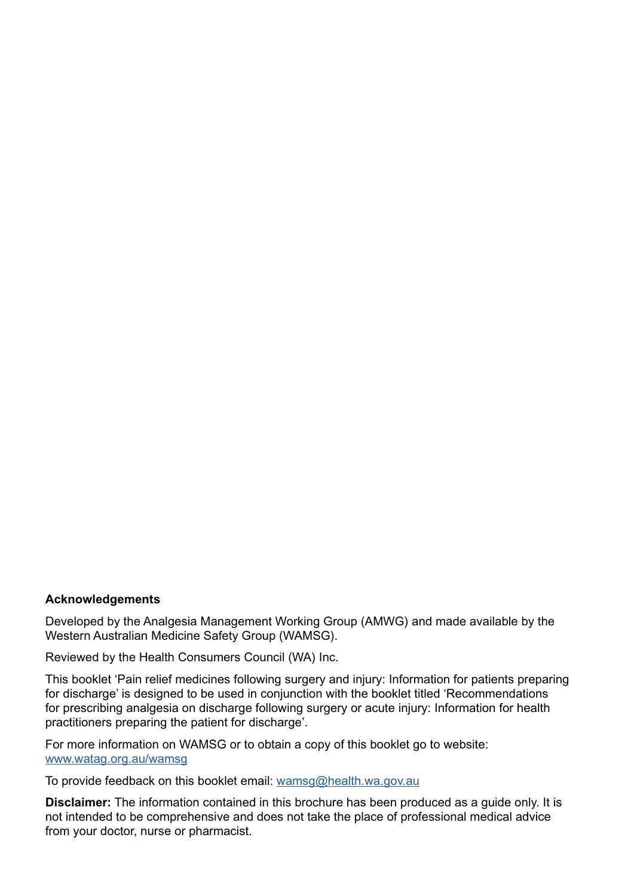**Acknowledgements**

Developed by the Analgesia Management Working Group (AMWG) and made available by the Western Australian Medicine Safety Group (WAMSG).

Reviewed by the Health Consumers Council (WA) Inc.

This booklet 'Pain relief medicines following surgery and injury: Information for patients preparing for discharge' is designed to be used in conjunction with the booklet titled 'Recommendations for prescribing analgesia on discharge following surgery or acute injury: Information for health practitioners preparing the patient for discharge'.

For more information on WAMSG or to obtain a copy of this booklet go to website: [www.watag.org.au/wamsg](www.watag.org.au/wamsg)

To provide feedback on this booklet email: [wamsg@health.wa.gov.au](mailto:wamsg@health.wa.gov.au)

**Disclaimer:** The information contained in this brochure has been produced as a guide only. It is not intended to be comprehensive and does not take the place of professional medical advice from your doctor, nurse or pharmacist.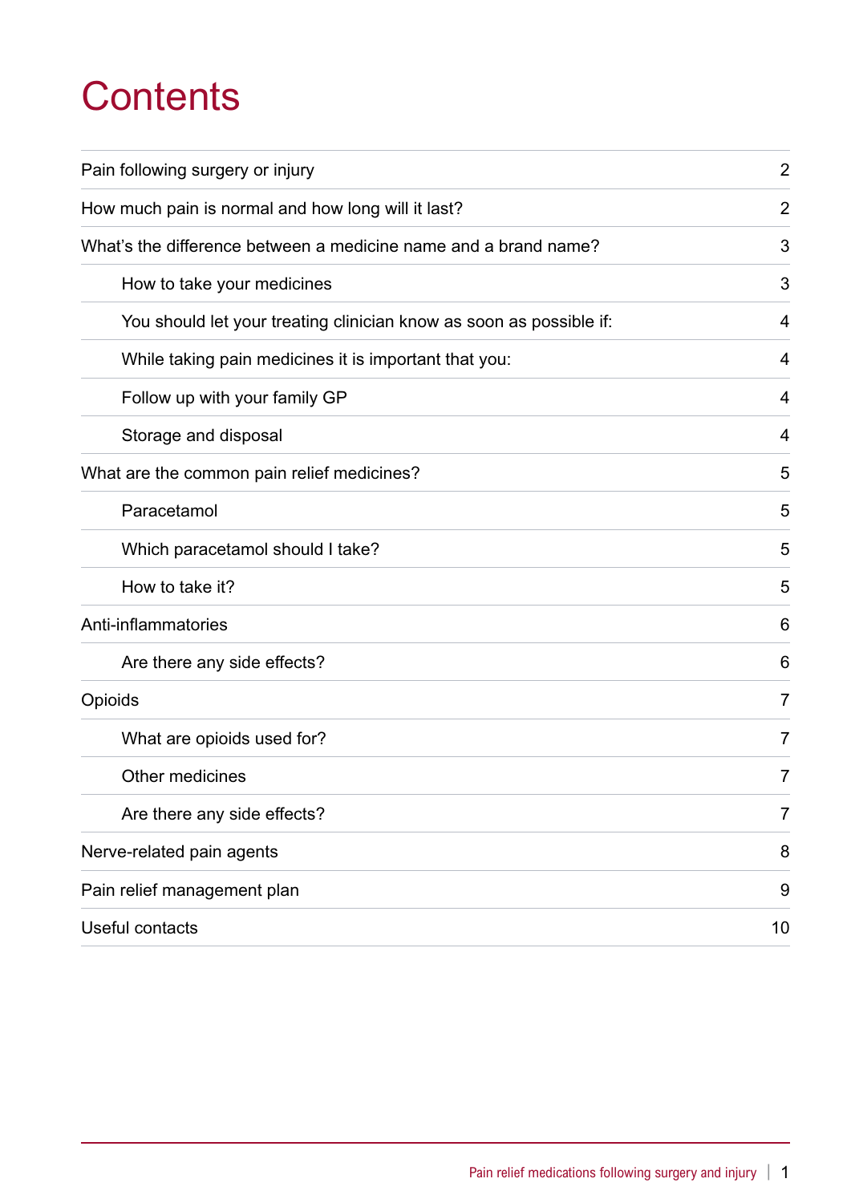# Contents

| | |
|---|---|
| Pain following surgery or injury | 2 |
| How much pain is normal and how long will it last? | 2 |
| What's the difference between a medicine name and a brand name? | 3 |
| How to take your medicines | 3 |
| You should let your treating clinician know as soon as possible if: | 4 |
| While taking pain medicines it is important that you: | 4 |
| Follow up with your family GP | 4 |
| Storage and disposal | 4 |
| What are the common pain relief medicines? | 5 |
| Paracetamol | 5 |
| Which paracetamol should I take? | 5 |
| How to take it? | 5 |
| Anti-inflammatories | 6 |
| Are there any side effects? | 6 |
| Opioids | 7 |
| What are opioids used for? | 7 |
| Other medicines | 7 |
| Are there any side effects? | 7 |
| Nerve-related pain agents | 8 |
| Pain relief management plan | 9 |
| Useful contacts | 10 |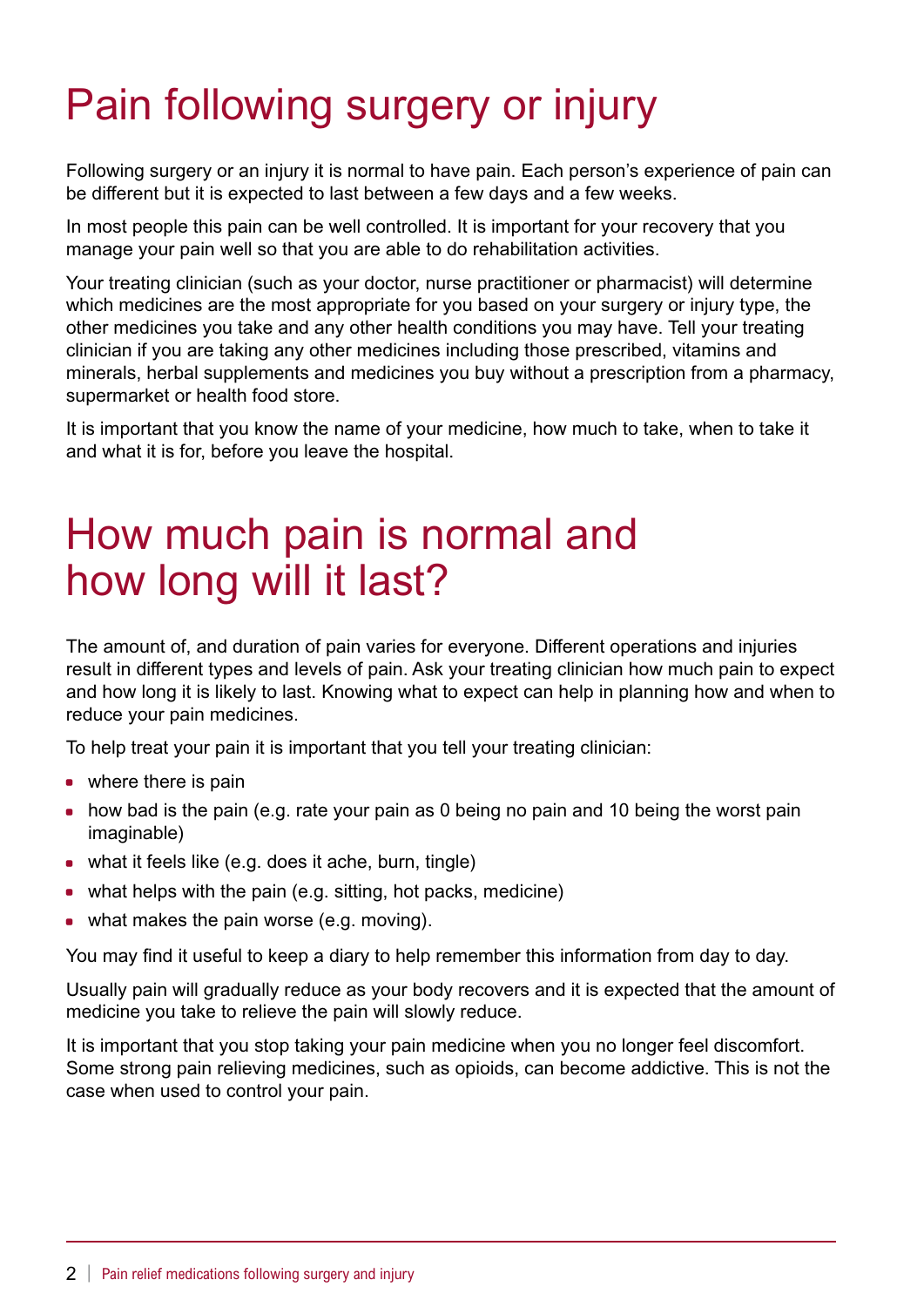# Pain following surgery or injury

Following surgery or an injury it is normal to have pain. Each person's experience of pain can be different but it is expected to last between a few days and a few weeks.

In most people this pain can be well controlled. It is important for your recovery that you manage your pain well so that you are able to do rehabilitation activities.

Your treating clinician (such as your doctor, nurse practitioner or pharmacist) will determine which medicines are the most appropriate for you based on your surgery or injury type, the other medicines you take and any other health conditions you may have. Tell your treating clinician if you are taking any other medicines including those prescribed, vitamins and minerals, herbal supplements and medicines you buy without a prescription from a pharmacy, supermarket or health food store.

It is important that you know the name of your medicine, how much to take, when to take it and what it is for, before you leave the hospital.

# How much pain is normal and how long will it last?

The amount of, and duration of pain varies for everyone. Different operations and injuries result in different types and levels of pain. Ask your treating clinician how much pain to expect and how long it is likely to last. Knowing what to expect can help in planning how and when to reduce your pain medicines.

To help treat your pain it is important that you tell your treating clinician:

- where there is pain
- how bad is the pain (e.g. rate your pain as 0 being no pain and 10 being the worst pain imaginable)
- what it feels like (e.g. does it ache, burn, tingle)
- what helps with the pain (e.g. sitting, hot packs, medicine)
- what makes the pain worse (e.g. moving).

You may find it useful to keep a diary to help remember this information from day to day.

Usually pain will gradually reduce as your body recovers and it is expected that the amount of medicine you take to relieve the pain will slowly reduce.

It is important that you stop taking your pain medicine when you no longer feel discomfort. Some strong pain relieving medicines, such as opioids, can become addictive. This is not the case when used to control your pain.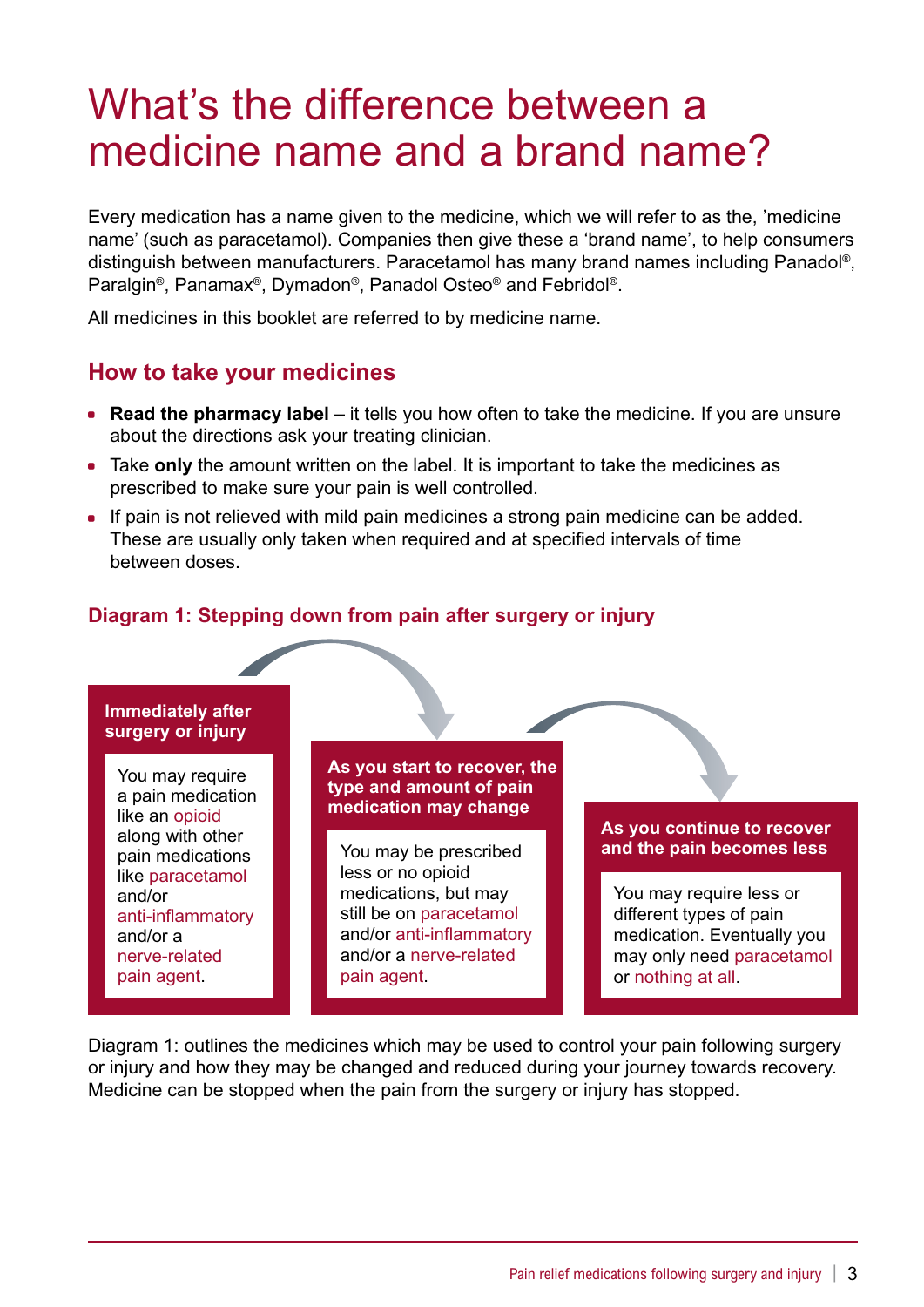# What's the difference between a medicine name and a brand name?

Every medication has a name given to the medicine, which we will refer to as the, 'medicine name' (such as paracetamol). Companies then give these a 'brand name', to help consumers distinguish between manufacturers. Paracetamol has many brand names including Panadol®, Paralgin®, Panamax®, Dymadon®, Panadol Osteo® and Febridol®.

All medicines in this booklet are referred to by medicine name.

## How to take your medicines

- **Read the pharmacy label** – it tells you how often to take the medicine. If you are unsure about the directions ask your treating clinician.
- Take **only** the amount written on the label. It is important to take the medicines as prescribed to make sure your pain is well controlled.
- If pain is not relieved with mild pain medicines a strong pain medicine can be added. These are usually only taken when required and at specified intervals of time between doses.

### Diagram 1: Stepping down from pain after surgery or injury

**Immediately after surgery or injury**

You may require a pain medication like an opioid along with other pain medications like paracetamol and/or anti-inflammatory and/or a nerve-related pain agent.

**As you start to recover, the type and amount of pain medication may change**

You may be prescribed less or no opioid medications, but may still be on paracetamol and/or anti-inflammatory and/or a nerve-related pain agent.

**As you continue to recover and the pain becomes less**

You may require less or different types of pain medication. Eventually you may only need paracetamol or nothing at all.

Diagram 1: outlines the medicines which may be used to control your pain following surgery or injury and how they may be changed and reduced during your journey towards recovery. Medicine can be stopped when the pain from the surgery or injury has stopped.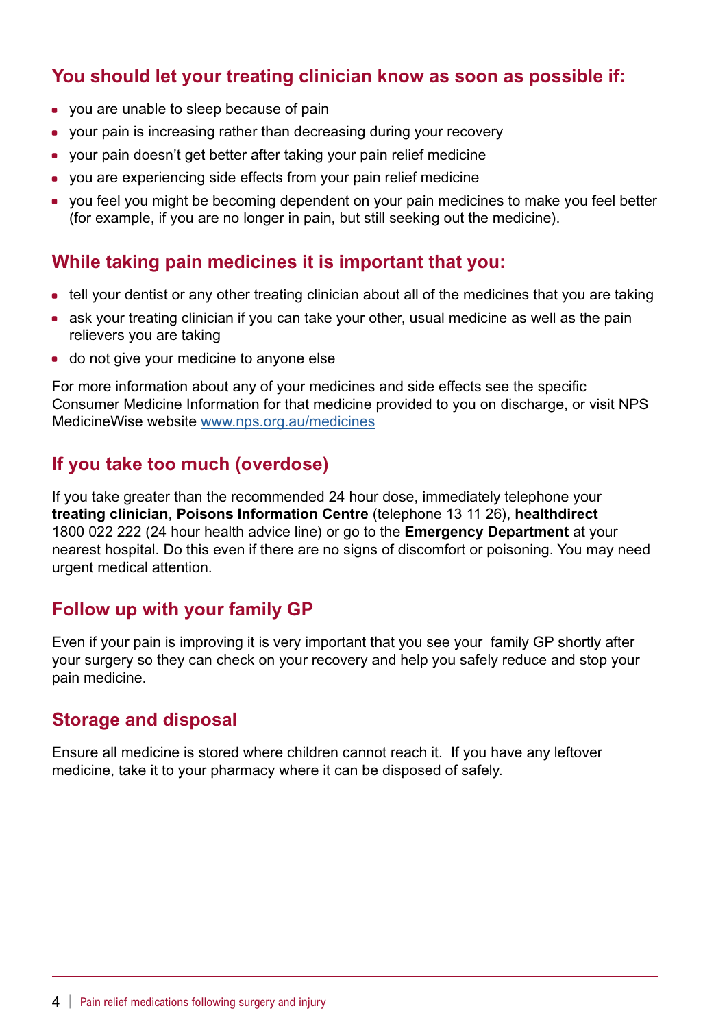## You should let your treating clinician know as soon as possible if:

- you are unable to sleep because of pain
- your pain is increasing rather than decreasing during your recovery
- your pain doesn't get better after taking your pain relief medicine
- you are experiencing side effects from your pain relief medicine
- you feel you might be becoming dependent on your pain medicines to make you feel better (for example, if you are no longer in pain, but still seeking out the medicine).

## While taking pain medicines it is important that you:

- tell your dentist or any other treating clinician about all of the medicines that you are taking
- ask your treating clinician if you can take your other, usual medicine as well as the pain relievers you are taking
- do not give your medicine to anyone else

For more information about any of your medicines and side effects see the specific Consumer Medicine Information for that medicine provided to you on discharge, or visit NPS MedicineWise website www.nps.org.au/medicines

## If you take too much (overdose)

If you take greater than the recommended 24 hour dose, immediately telephone your **treating clinician**, **Poisons Information Centre** (telephone 13 11 26), **healthdirect** 1800 022 222 (24 hour health advice line) or go to the **Emergency Department** at your nearest hospital. Do this even if there are no signs of discomfort or poisoning. You may need urgent medical attention.

## Follow up with your family GP

Even if your pain is improving it is very important that you see your family GP shortly after your surgery so they can check on your recovery and help you safely reduce and stop your pain medicine.

## Storage and disposal

Ensure all medicine is stored where children cannot reach it. If you have any leftover medicine, take it to your pharmacy where it can be disposed of safely.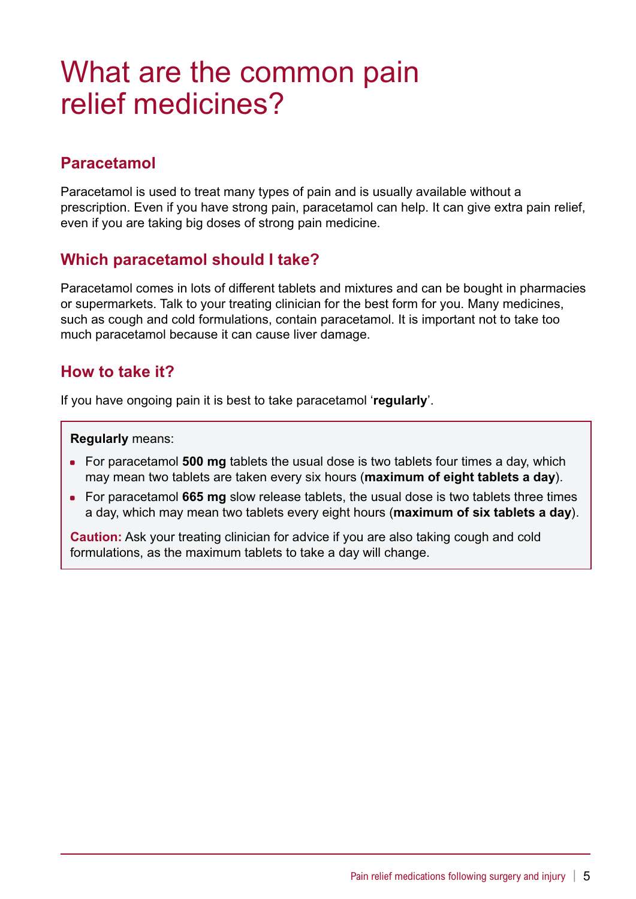# What are the common pain relief medicines?

## Paracetamol

Paracetamol is used to treat many types of pain and is usually available without a prescription. Even if you have strong pain, paracetamol can help. It can give extra pain relief, even if you are taking big doses of strong pain medicine.

## Which paracetamol should I take?

Paracetamol comes in lots of different tablets and mixtures and can be bought in pharmacies or supermarkets. Talk to your treating clinician for the best form for you. Many medicines, such as cough and cold formulations, contain paracetamol. It is important not to take too much paracetamol because it can cause liver damage.

## How to take it?

If you have ongoing pain it is best to take paracetamol '**regularly**'.

**Regularly** means:

- For paracetamol **500 mg** tablets the usual dose is two tablets four times a day, which may mean two tablets are taken every six hours (**maximum of eight tablets a day**).
- For paracetamol **665 mg** slow release tablets, the usual dose is two tablets three times a day, which may mean two tablets every eight hours (**maximum of six tablets a day**).

**Caution:** Ask your treating clinician for advice if you are also taking cough and cold formulations, as the maximum tablets to take a day will change.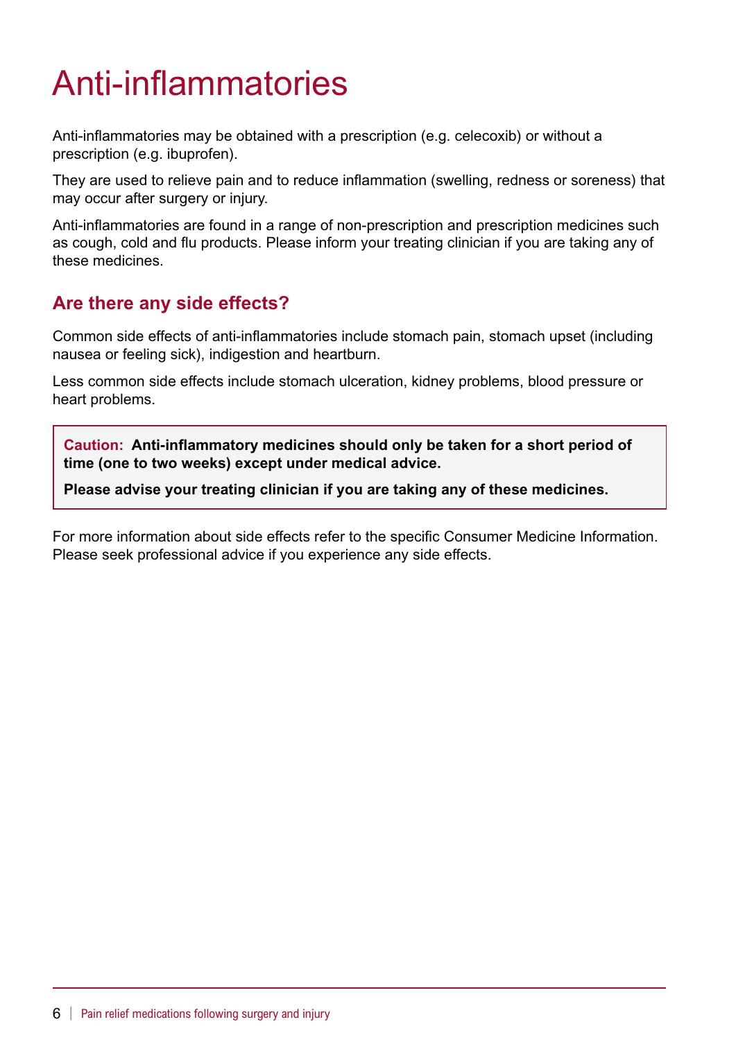# Anti-inflammatories

Anti-inflammatories may be obtained with a prescription (e.g. celecoxib) or without a prescription (e.g. ibuprofen).

They are used to relieve pain and to reduce inflammation (swelling, redness or soreness) that may occur after surgery or injury.

Anti-inflammatories are found in a range of non-prescription and prescription medicines such as cough, cold and flu products. Please inform your treating clinician if you are taking any of these medicines.

## Are there any side effects?

Common side effects of anti-inflammatories include stomach pain, stomach upset (including nausea or feeling sick), indigestion and heartburn.

Less common side effects include stomach ulceration, kidney problems, blood pressure or heart problems.

> **Caution: Anti-inflammatory medicines should only be taken for a short period of time (one to two weeks) except under medical advice.**
>
> **Please advise your treating clinician if you are taking any of these medicines.**

For more information about side effects refer to the specific Consumer Medicine Information. Please seek professional advice if you experience any side effects.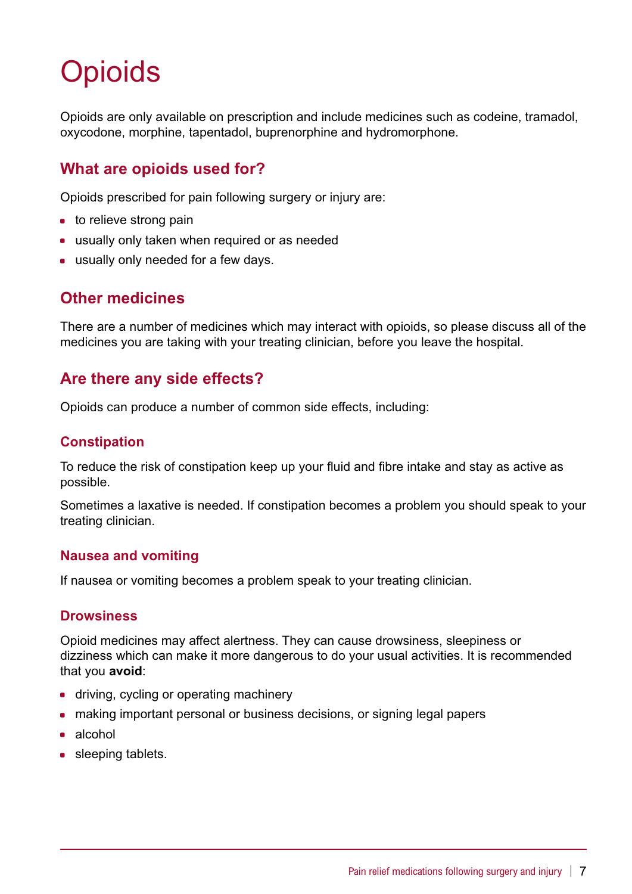# Opioids

Opioids are only available on prescription and include medicines such as codeine, tramadol, oxycodone, morphine, tapentadol, buprenorphine and hydromorphone.

## What are opioids used for?

Opioids prescribed for pain following surgery or injury are:

- to relieve strong pain
- usually only taken when required or as needed
- usually only needed for a few days.

## Other medicines

There are a number of medicines which may interact with opioids, so please discuss all of the medicines you are taking with your treating clinician, before you leave the hospital.

## Are there any side effects?

Opioids can produce a number of common side effects, including:

### Constipation

To reduce the risk of constipation keep up your fluid and fibre intake and stay as active as possible.

Sometimes a laxative is needed. If constipation becomes a problem you should speak to your treating clinician.

### Nausea and vomiting

If nausea or vomiting becomes a problem speak to your treating clinician.

### Drowsiness

Opioid medicines may affect alertness. They can cause drowsiness, sleepiness or dizziness which can make it more dangerous to do your usual activities. It is recommended that you **avoid**:

- driving, cycling or operating machinery
- making important personal or business decisions, or signing legal papers
- alcohol
- sleeping tablets.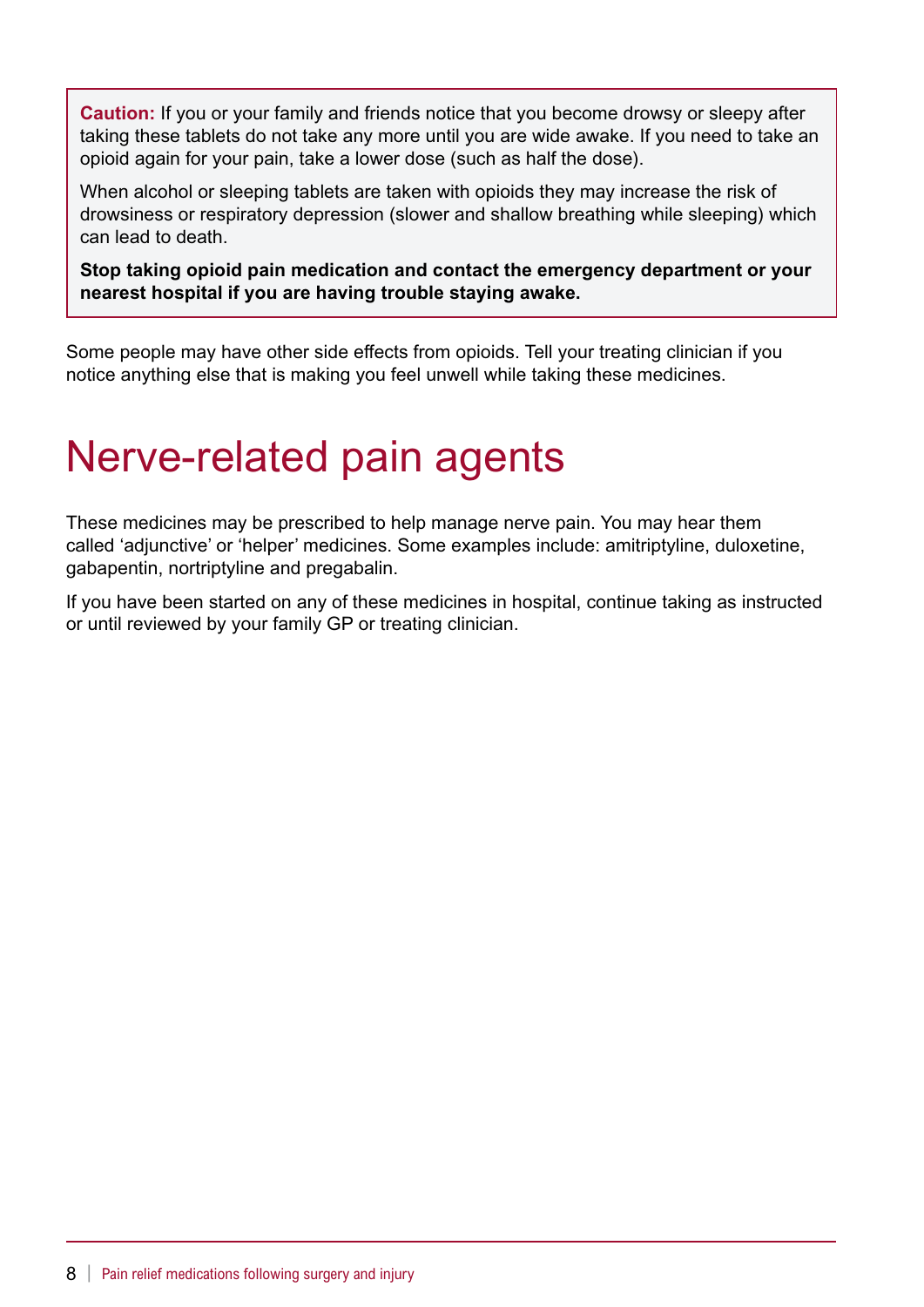**Caution:** If you or your family and friends notice that you become drowsy or sleepy after taking these tablets do not take any more until you are wide awake. If you need to take an opioid again for your pain, take a lower dose (such as half the dose).

When alcohol or sleeping tablets are taken with opioids they may increase the risk of drowsiness or respiratory depression (slower and shallow breathing while sleeping) which can lead to death.

**Stop taking opioid pain medication and contact the emergency department or your nearest hospital if you are having trouble staying awake.**

Some people may have other side effects from opioids. Tell your treating clinician if you notice anything else that is making you feel unwell while taking these medicines.

# Nerve-related pain agents

These medicines may be prescribed to help manage nerve pain. You may hear them called 'adjunctive' or 'helper' medicines. Some examples include: amitriptyline, duloxetine, gabapentin, nortriptyline and pregabalin.

If you have been started on any of these medicines in hospital, continue taking as instructed or until reviewed by your family GP or treating clinician.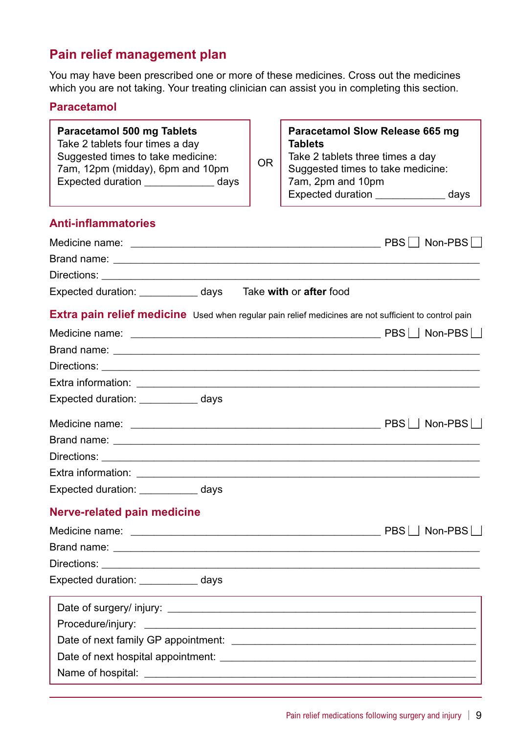## Pain relief management plan

You may have been prescribed one or more of these medicines. Cross out the medicines which you are not taking. Your treating clinician can assist you in completing this section.

### Paracetamol

| **Paracetamol 500 mg Tablets**<br>Take 2 tablets four times a day<br>Suggested times to take medicine:<br>7am, 12pm (midday), 6pm and 10pm<br>Expected duration ____________ days | OR | **Paracetamol Slow Release 665 mg Tablets**<br>Take 2 tablets three times a day<br>Suggested times to take medicine:<br>7am, 2pm and 10pm<br>Expected duration ____________ days |
|---|---|---|

### Anti-inflammatories

Medicine name: ____________________________________________ PBS ☐ Non-PBS ☐

Brand name: ______________________________________________________________

Directions: _______________________________________________________________

Expected duration: __________ days    Take **with** or **after** food

### Extra pain relief medicine
Used when regular pain relief medicines are not sufficient to control pain

Medicine name: ____________________________________________ PBS ☐ Non-PBS ☐

Brand name: ______________________________________________________________

Directions: _______________________________________________________________

Extra information: __________________________________________________________

Expected duration: __________ days

Medicine name: ____________________________________________ PBS ☐ Non-PBS ☐

Brand name: ______________________________________________________________

Directions: _______________________________________________________________

Extra information: __________________________________________________________

Expected duration: __________ days

### Nerve-related pain medicine

Medicine name: ____________________________________________ PBS ☐ Non-PBS ☐

Brand name: ______________________________________________________________

Directions: _______________________________________________________________

Expected duration: __________ days

Date of surgery/ injury: ______________________________________________________

Procedure/injury: __________________________________________________________

Date of next family GP appointment: ____________________________________________

Date of next hospital appointment: _____________________________________________

Name of hospital: __________________________________________________________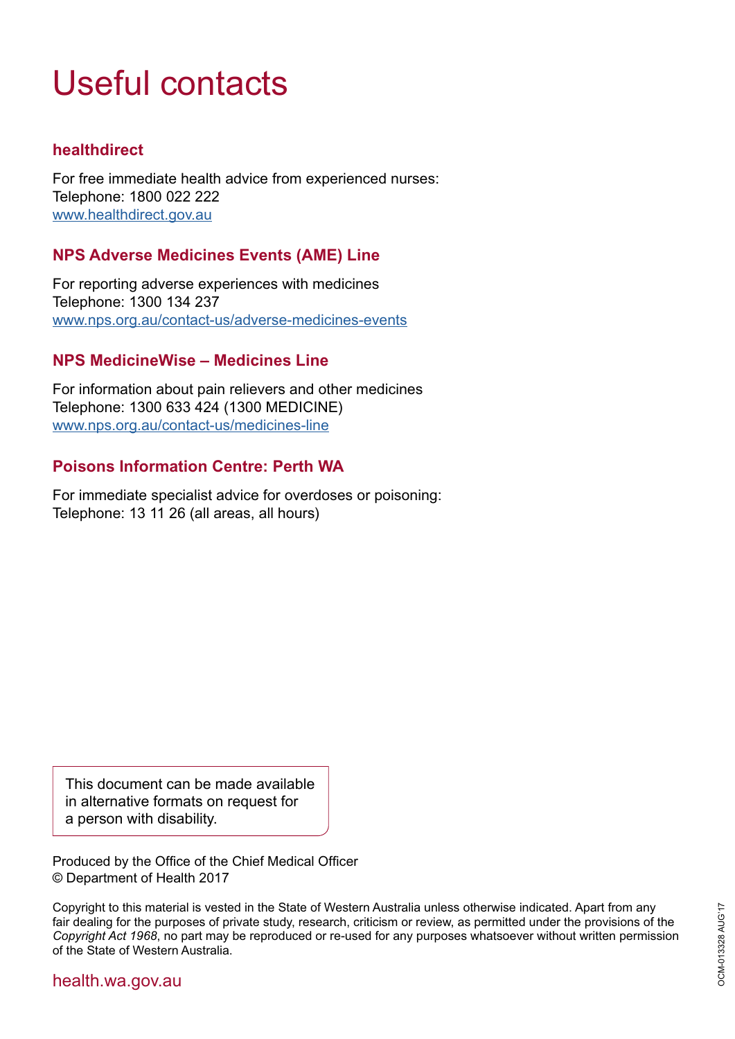# Useful contacts

## healthdirect

For free immediate health advice from experienced nurses:
Telephone: 1800 022 222
www.healthdirect.gov.au

## NPS Adverse Medicines Events (AME) Line

For reporting adverse experiences with medicines
Telephone: 1300 134 237
www.nps.org.au/contact-us/adverse-medicines-events

## NPS MedicineWise – Medicines Line

For information about pain relievers and other medicines
Telephone: 1300 633 424 (1300 MEDICINE)
www.nps.org.au/contact-us/medicines-line

## Poisons Information Centre: Perth WA

For immediate specialist advice for overdoses or poisoning:
Telephone: 13 11 26 (all areas, all hours)

This document can be made available in alternative formats on request for a person with disability.

Produced by the Office of the Chief Medical Officer
© Department of Health 2017

Copyright to this material is vested in the State of Western Australia unless otherwise indicated. Apart from any fair dealing for the purposes of private study, research, criticism or review, as permitted under the provisions of the *Copyright Act 1968*, no part may be reproduced or re-used for any purposes whatsoever without written permission of the State of Western Australia.

health.wa.gov.au

OCM-013328 AUG'17